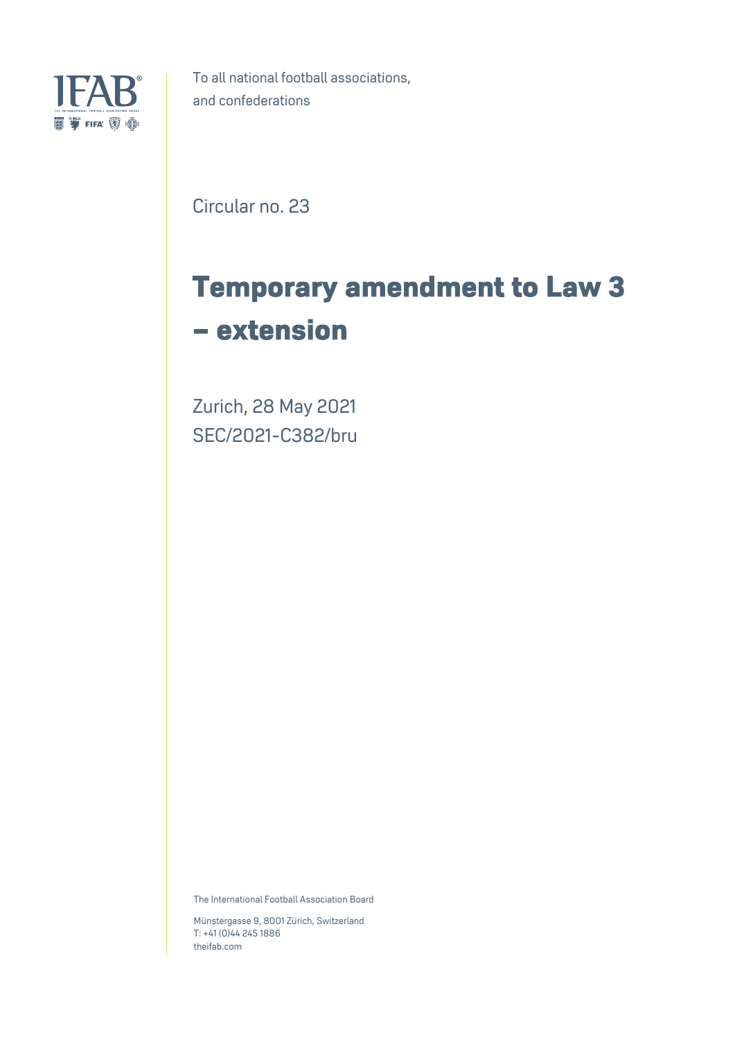To all national football associations,
and confederations

Circular no. 23

# Temporary amendment to Law 3 – extension

Zurich, 28 May 2021
SEC/2021-C382/bru

The International Football Association Board

Münstergasse 9, 8001 Zürich, Switzerland
T: +41 (0)44 245 1886
theifab.com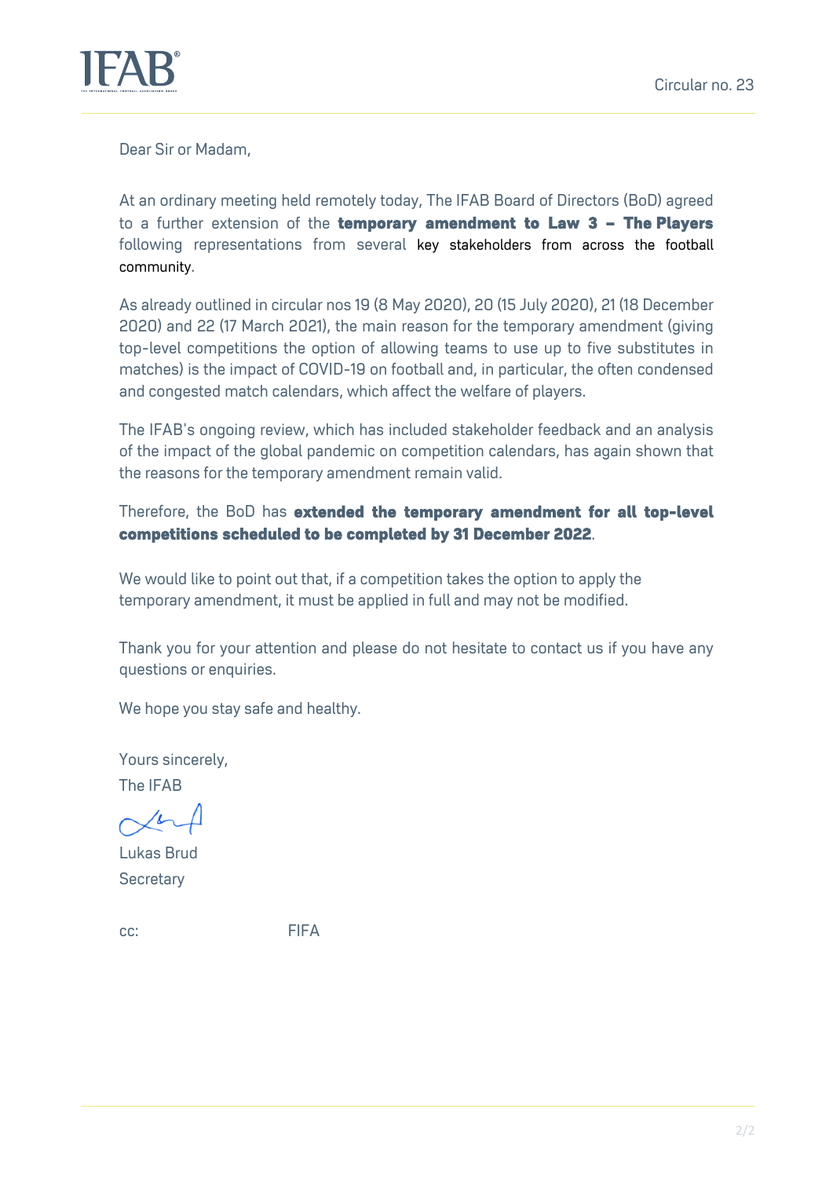Dear Sir or Madam,

At an ordinary meeting held remotely today, The IFAB Board of Directors (BoD) agreed to a further extension of the **temporary amendment to Law 3 – The Players** following representations from several key stakeholders from across the football community.

As already outlined in circular nos 19 (8 May 2020), 20 (15 July 2020), 21 (18 December 2020) and 22 (17 March 2021), the main reason for the temporary amendment (giving top-level competitions the option of allowing teams to use up to five substitutes in matches) is the impact of COVID-19 on football and, in particular, the often condensed and congested match calendars, which affect the welfare of players.

The IFAB's ongoing review, which has included stakeholder feedback and an analysis of the impact of the global pandemic on competition calendars, has again shown that the reasons for the temporary amendment remain valid.

Therefore, the BoD has **extended the temporary amendment for all top-level competitions scheduled to be completed by 31 December 2022**.

We would like to point out that, if a competition takes the option to apply the temporary amendment, it must be applied in full and may not be modified.

Thank you for your attention and please do not hesitate to contact us if you have any questions or enquiries.

We hope you stay safe and healthy.

Yours sincerely,
The IFAB

Lukas Brud
Secretary

cc: FIFA